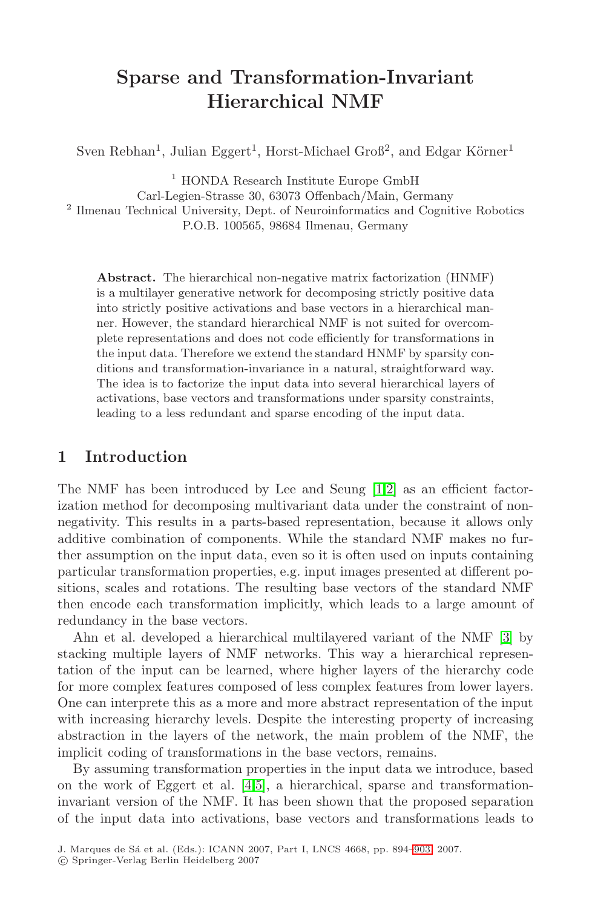# Sparse and Transformation-Invariant Hierarchical NMF

Sven Rebhan[1], Julian Eggert[1], Horst-Michael Groß[2], and Edgar Körner[1]

[1] HONDA Research Institute Europe GmbH
Carl-Legien-Strasse 30, 63073 Offenbach/Main, Germany

[2] Ilmenau Technical University, Dept. of Neuroinformatics and Cognitive Robotics
P.O.B. 100565, 98684 Ilmenau, Germany

**Abstract.** The hierarchical non-negative matrix factorization (HNMF) is a multilayer generative network for decomposing strictly positive data into strictly positive activations and base vectors in a hierarchical manner. However, the standard hierarchical NMF is not suited for overcomplete representations and does not code efficiently for transformations in the input data. Therefore we extend the standard HNMF by sparsity conditions and transformation-invariance in a natural, straightforward way. The idea is to factorize the input data into several hierarchical layers of activations, base vectors and transformations under sparsity constraints, leading to a less redundant and sparse encoding of the input data.

## 1 Introduction

The NMF has been introduced by Lee and Seung [1,2] as an efficient factorization method for decomposing multivariant data under the constraint of non-negativity. This results in a parts-based representation, because it allows only additive combination of components. While the standard NMF makes no further assumption on the input data, even so it is often used on inputs containing particular transformation properties, e.g. input images presented at different positions, scales and rotations. The resulting base vectors of the standard NMF then encode each transformation implicitly, which leads to a large amount of redundancy in the base vectors.

Ahn et al. developed a hierarchical multilayered variant of the NMF [3] by stacking multiple layers of NMF networks. This way a hierarchical representation of the input can be learned, where higher layers of the hierarchy code for more complex features composed of less complex features from lower layers. One can interprete this as a more and more abstract representation of the input with increasing hierarchy levels. Despite the interesting property of increasing abstraction in the layers of the network, the main problem of the NMF, the implicit coding of transformations in the base vectors, remains.

By assuming transformation properties in the input data we introduce, based on the work of Eggert et al. [4,5], a hierarchical, sparse and transformation-invariant version of the NMF. It has been shown that the proposed separation of the input data into activations, base vectors and transformations leads to

J. Marques de Sá et al. (Eds.): ICANN 2007, Part I, LNCS 4668, pp. 894–903, 2007.
© Springer-Verlag Berlin Heidelberg 2007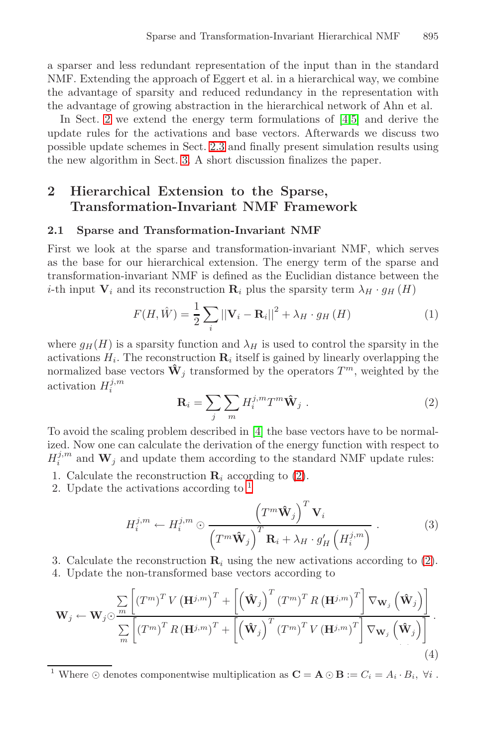a sparser and less redundant representation of the input than in the standard NMF. Extending the approach of Eggert et al. in a hierarchical way, we combine the advantage of sparsity and reduced redundancy in the representation with the advantage of growing abstraction in the hierarchical network of Ahn et al.

In Sect. 2 we extend the energy term formulations of [4,5] and derive the update rules for the activations and base vectors. Afterwards we discuss two possible update schemes in Sect. 2.3 and finally present simulation results using the new algorithm in Sect. 3. A short discussion finalizes the paper.

## 2 Hierarchical Extension to the Sparse, Transformation-Invariant NMF Framework

### 2.1 Sparse and Transformation-Invariant NMF

First we look at the sparse and transformation-invariant NMF, which serves as the base for our hierarchical extension. The energy term of the sparse and transformation-invariant NMF is defined as the Euclidian distance between the $i$-th input $\mathbf{V}_i$ and its reconstruction $\mathbf{R}_i$ plus the sparsity term $\lambda_H \cdot g_H(H)$

$$F(H, \hat{W}) = \frac{1}{2} \sum_i ||\mathbf{V}_i - \mathbf{R}_i||^2 + \lambda_H \cdot g_H(H) \tag{1}$$

where $g_H(H)$ is a sparsity function and $\lambda_H$ is used to control the sparsity in the activations $H_i$. The reconstruction $\mathbf{R}_i$ itself is gained by linearly overlapping the normalized base vectors $\hat{\mathbf{W}}_j$ transformed by the operators $T^m$, weighted by the activation $H_i^{j,m}$

$$\mathbf{R}_i = \sum_j \sum_m H_i^{j,m} T^m \hat{\mathbf{W}}_j \ . \tag{2}$$

To avoid the scaling problem described in [4] the base vectors have to be normalized. Now one can calculate the derivation of the energy function with respect to $H_i^{j,m}$ and $\mathbf{W}_j$ and update them according to the standard NMF update rules:

1. Calculate the reconstruction $\mathbf{R}_i$ according to (2).
2. Update the activations according to [1]

$$H_i^{j,m} \leftarrow H_i^{j,m} \odot \frac{\left(T^m \hat{\mathbf{W}}_j\right)^T \mathbf{V}_i}{\left(T^m \hat{\mathbf{W}}_j\right)^T \mathbf{R}_i + \lambda_H \cdot g'_H\left(H_i^{j,m}\right)} \ . \tag{3}$$

3. Calculate the reconstruction $\mathbf{R}_i$ using the new activations according to (2).
4. Update the non-transformed base vectors according to

$$\mathbf{W}_j \leftarrow \mathbf{W}_j \odot \frac{\sum\limits_m \left[ (T^m)^T V \left(\mathbf{H}^{j,m}\right)^T + \left[ \left(\hat{\mathbf{W}}_j\right)^T (T^m)^T R \left(\mathbf{H}^{j,m}\right)^T \right] \nabla_{\mathbf{W}_j} \left(\hat{\mathbf{W}}_j\right) \right]}{\sum\limits_m \left[ (T^m)^T R \left(\mathbf{H}^{j,m}\right)^T + \left[ \left(\hat{\mathbf{W}}_j\right)^T (T^m)^T V \left(\mathbf{H}^{j,m}\right)^T \right] \nabla_{\mathbf{W}_j} \left(\hat{\mathbf{W}}_j\right) \right]} \ . \tag{4}$$

[1] Where $\odot$ denotes componentwise multiplication as $\mathbf{C} = \mathbf{A} \odot \mathbf{B} := C_i = A_i \cdot B_i, \ \forall i$ .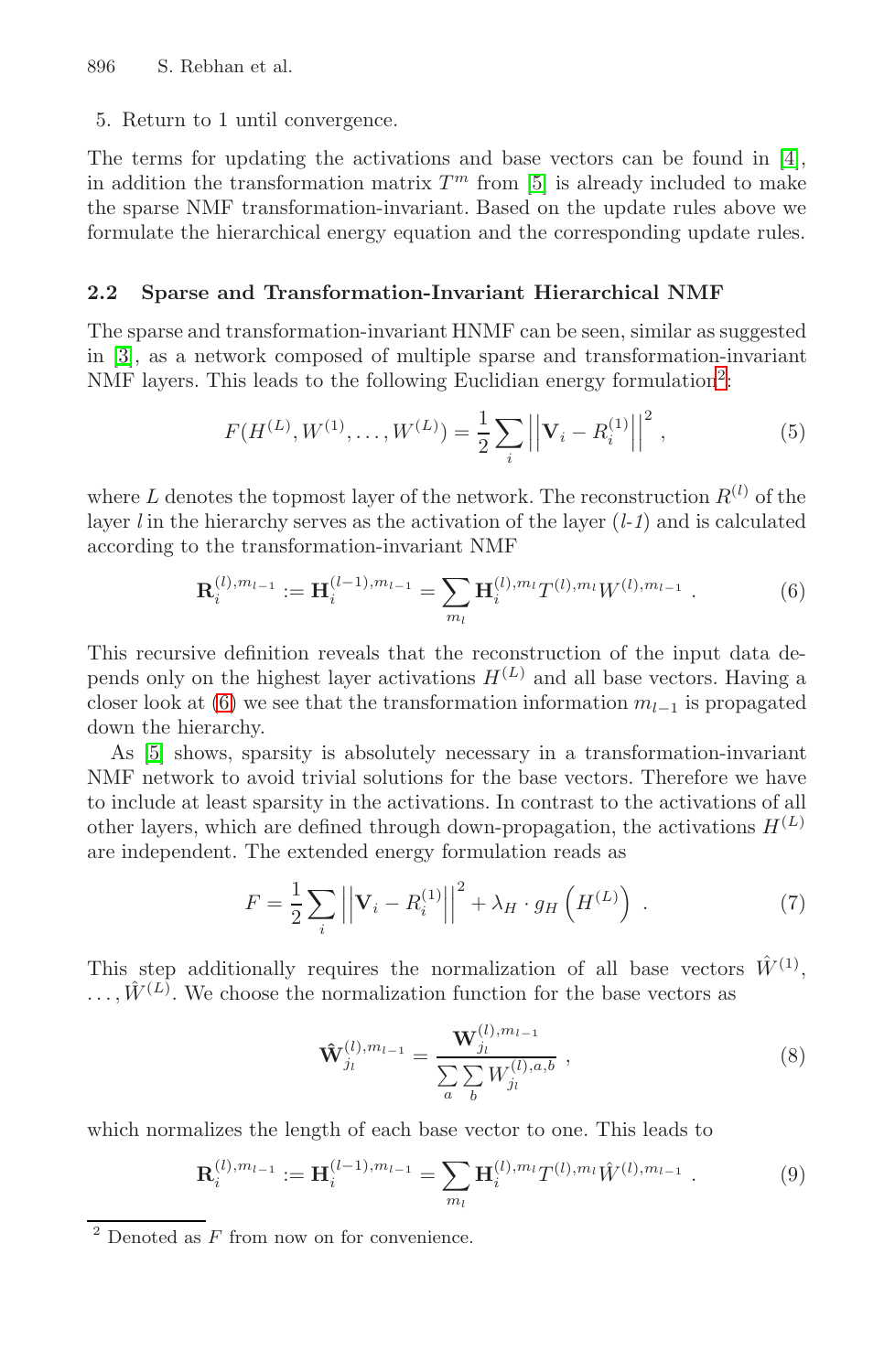5. Return to 1 until convergence.

The terms for updating the activations and base vectors can be found in [4], in addition the transformation matrix $T^m$ from [5] is already included to make the sparse NMF transformation-invariant. Based on the update rules above we formulate the hierarchical energy equation and the corresponding update rules.

### 2.2 Sparse and Transformation-Invariant Hierarchical NMF

The sparse and transformation-invariant HNMF can be seen, similar as suggested in [3], as a network composed of multiple sparse and transformation-invariant NMF layers. This leads to the following Euclidian energy formulation[2]:

$$F(H^{(L)}, W^{(1)}, \dots, W^{(L)}) = \frac{1}{2} \sum_i \left|\left| \mathbf{V}_i - R_i^{(1)} \right|\right|^2 , \tag{5}$$

where $L$ denotes the topmost layer of the network. The reconstruction $R^{(l)}$ of the layer $l$ in the hierarchy serves as the activation of the layer (*l-1*) and is calculated according to the transformation-invariant NMF

$$\mathbf{R}_i^{(l),m_{l-1}} := \mathbf{H}_i^{(l-1),m_{l-1}} = \sum_{m_l} \mathbf{H}_i^{(l),m_l} T^{(l),m_l} W^{(l),m_{l-1}} . \tag{6}$$

This recursive definition reveals that the reconstruction of the input data depends only on the highest layer activations $H^{(L)}$ and all base vectors. Having a closer look at (6) we see that the transformation information $m_{l-1}$ is propagated down the hierarchy.

As [5] shows, sparsity is absolutely necessary in a transformation-invariant NMF network to avoid trivial solutions for the base vectors. Therefore we have to include at least sparsity in the activations. In contrast to the activations of all other layers, which are defined through down-propagation, the activations $H^{(L)}$ are independent. The extended energy formulation reads as

$$F = \frac{1}{2} \sum_i \left|\left| \mathbf{V}_i - R_i^{(1)} \right|\right|^2 + \lambda_H \cdot g_H \left( H^{(L)} \right) . \tag{7}$$

This step additionally requires the normalization of all base vectors $\hat{W}^{(1)}, \dots, \hat{W}^{(L)}$. We choose the normalization function for the base vectors as

$$\hat{\mathbf{W}}_{j_l}^{(l),m_{l-1}} = \frac{\mathbf{W}_{j_l}^{(l),m_{l-1}}}{\sum_a \sum_b W_{j_l}^{(l),a,b}} , \tag{8}$$

which normalizes the length of each base vector to one. This leads to

$$\mathbf{R}_i^{(l),m_{l-1}} := \mathbf{H}_i^{(l-1),m_{l-1}} = \sum_{m_l} \mathbf{H}_i^{(l),m_l} T^{(l),m_l} \hat{W}^{(l),m_{l-1}} . \tag{9}$$

[2] Denoted as $F$ from now on for convenience.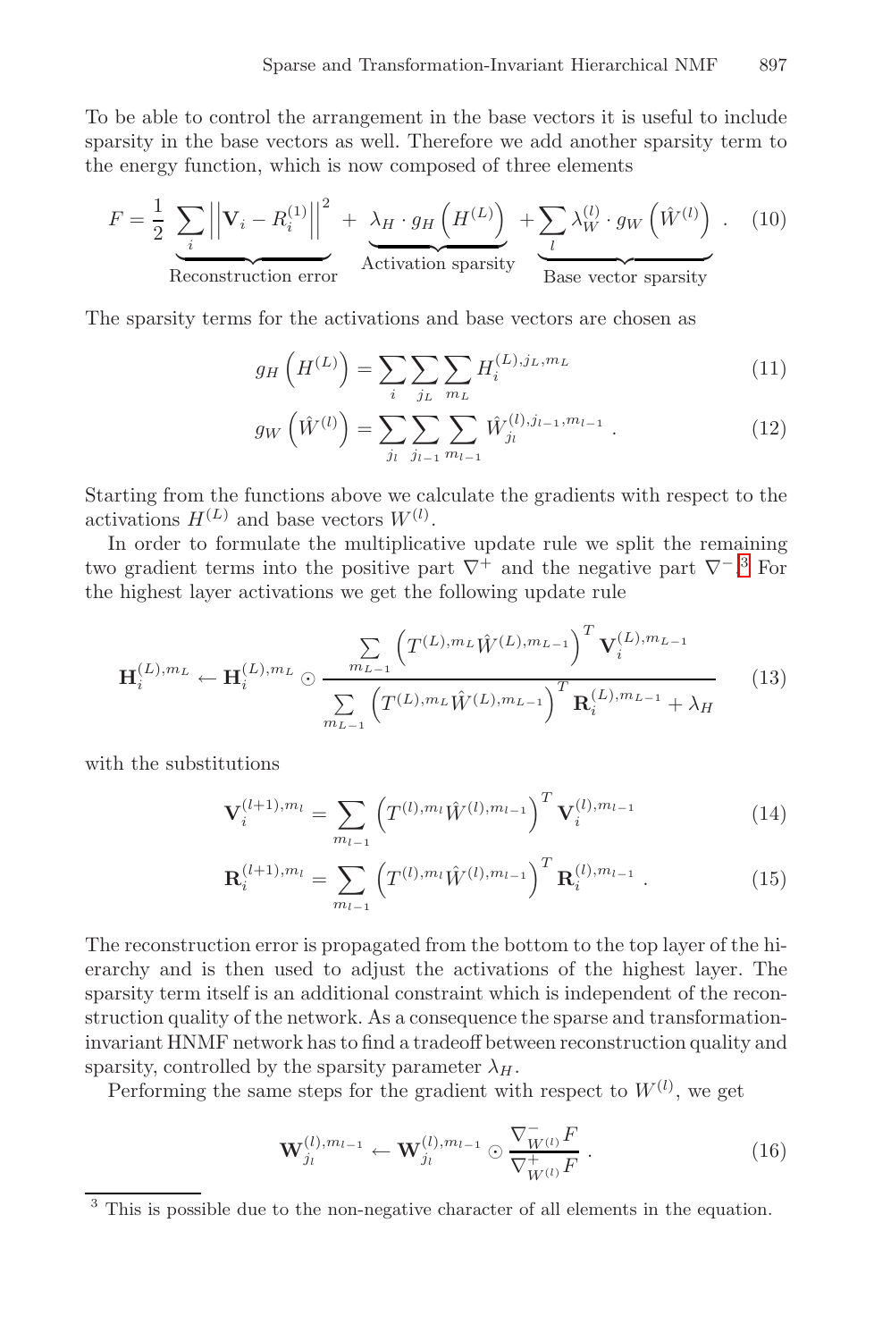To be able to control the arrangement in the base vectors it is useful to include sparsity in the base vectors as well. Therefore we add another sparsity term to the energy function, which is now composed of three elements

$$F = \underbrace{\frac{1}{2} \sum_i \left|\left| \mathbf{V}_i - R_i^{(1)} \right|\right|^2}_{\text{Reconstruction error}} + \underbrace{\lambda_H \cdot g_H\left(H^{(L)}\right)}_{\text{Activation sparsity}} + \underbrace{\sum_l \lambda_W^{(l)} \cdot g_W\left(\hat{W}^{(l)}\right)}_{\text{Base vector sparsity}} . \quad (10)$$

The sparsity terms for the activations and base vectors are chosen as

$$g_H\left(H^{(L)}\right) = \sum_i \sum_{j_L} \sum_{m_L} H_i^{(L),j_L,m_L} \quad (11)$$

$$g_W\left(\hat{W}^{(l)}\right) = \sum_{j_l} \sum_{j_{l-1}} \sum_{m_{l-1}} \hat{W}_{j_l}^{(l),j_{l-1},m_{l-1}} . \quad (12)$$

Starting from the functions above we calculate the gradients with respect to the activations $H^{(L)}$ and base vectors $W^{(l)}$.

In order to formulate the multiplicative update rule we split the remaining two gradient terms into the positive part $\nabla^+$ and the negative part $\nabla^-$.[3] For the highest layer activations we get the following update rule

$$\mathbf{H}_i^{(L),m_L} \leftarrow \mathbf{H}_i^{(L),m_L} \odot \frac{\sum_{m_{L-1}} \left(T^{(L),m_L} \hat{W}^{(L),m_{L-1}}\right)^T \mathbf{V}_i^{(L),m_{L-1}}}{\sum_{m_{L-1}} \left(T^{(L),m_L} \hat{W}^{(L),m_{L-1}}\right)^T \mathbf{R}_i^{(L),m_{L-1}} + \lambda_H} \quad (13)$$

with the substitutions

$$\mathbf{V}_i^{(l+1),m_l} = \sum_{m_{l-1}} \left(T^{(l),m_l} \hat{W}^{(l),m_{l-1}}\right)^T \mathbf{V}_i^{(l),m_{l-1}} \quad (14)$$

$$\mathbf{R}_i^{(l+1),m_l} = \sum_{m_{l-1}} \left(T^{(l),m_l} \hat{W}^{(l),m_{l-1}}\right)^T \mathbf{R}_i^{(l),m_{l-1}} . \quad (15)$$

The reconstruction error is propagated from the bottom to the top layer of the hierarchy and is then used to adjust the activations of the highest layer. The sparsity term itself is an additional constraint which is independent of the reconstruction quality of the network. As a consequence the sparse and transformation-invariant HNMF network has to find a tradeoff between reconstruction quality and sparsity, controlled by the sparsity parameter $\lambda_H$.

Performing the same steps for the gradient with respect to $W^{(l)}$, we get

$$\mathbf{W}_{j_l}^{(l),m_{l-1}} \leftarrow \mathbf{W}_{j_l}^{(l),m_{l-1}} \odot \frac{\nabla_{W^{(l)}}^- F}{\nabla_{W^{(l)}}^+ F} . \quad (16)$$

[3] This is possible due to the non-negative character of all elements in the equation.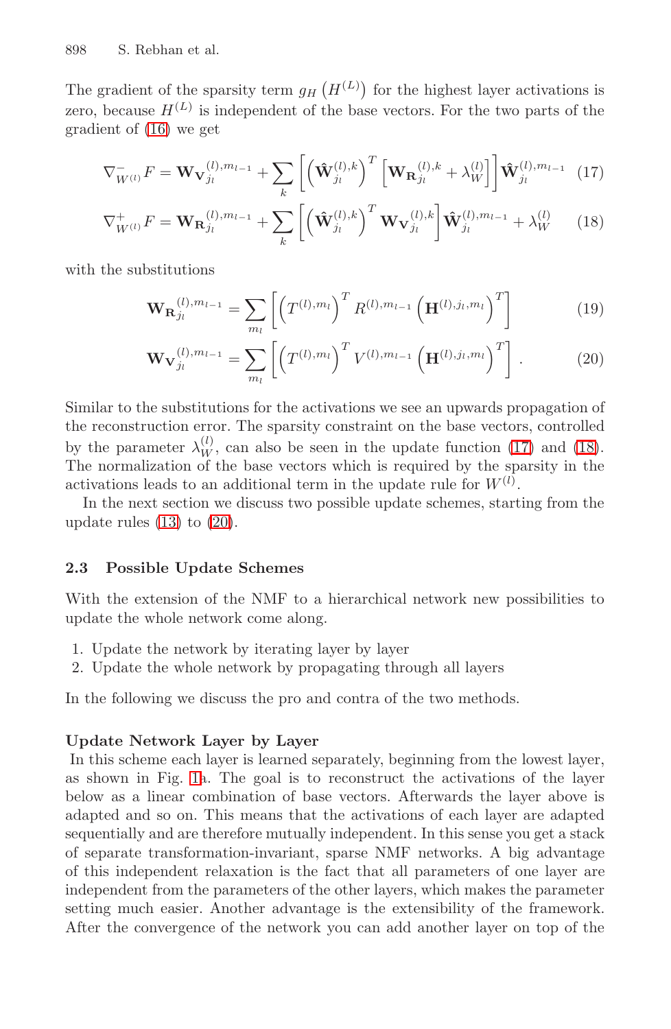The gradient of the sparsity term $g_H\left(H^{(L)}\right)$ for the highest layer activations is zero, because $H^{(L)}$ is independent of the base vectors. For the two parts of the gradient of (16) we get

$$\nabla^{-}_{W^{(l)}} F = \mathbf{W_V}_{j_l}^{(l),m_{l-1}} + \sum_k \left[ \left( \hat{\mathbf{W}}_{j_l}^{(l),k} \right)^T \left[ \mathbf{W_R}_{j_l}^{(l),k} + \lambda_W^{(l)} \right] \right] \hat{\mathbf{W}}_{j_l}^{(l),m_{l-1}} \quad (17)$$

$$\nabla^{+}_{W^{(l)}} F = \mathbf{W_R}_{j_l}^{(l),m_{l-1}} + \sum_k \left[ \left( \hat{\mathbf{W}}_{j_l}^{(l),k} \right)^T \mathbf{W_V}_{j_l}^{(l),k} \right] \hat{\mathbf{W}}_{j_l}^{(l),m_{l-1}} + \lambda_W^{(l)} \quad (18)$$

with the substitutions

$$\mathbf{W_R}_{j_l}^{(l),m_{l-1}} = \sum_{m_l} \left[ \left( T^{(l),m_l} \right)^T R^{(l),m_{l-1}} \left( \mathbf{H}^{(l),j_l,m_l} \right)^T \right] \quad (19)$$

$$\mathbf{W_V}_{j_l}^{(l),m_{l-1}} = \sum_{m_l} \left[ \left( T^{(l),m_l} \right)^T V^{(l),m_{l-1}} \left( \mathbf{H}^{(l),j_l,m_l} \right)^T \right] . \quad (20)$$

Similar to the substitutions for the activations we see an upwards propagation of the reconstruction error. The sparsity constraint on the base vectors, controlled by the parameter $\lambda_W^{(l)}$, can also be seen in the update function (17) and (18). The normalization of the base vectors which is required by the sparsity in the activations leads to an additional term in the update rule for $W^{(l)}$.

In the next section we discuss two possible update schemes, starting from the update rules (13) to (20).

### 2.3 Possible Update Schemes

With the extension of the NMF to a hierarchical network new possibilities to update the whole network come along.

1. Update the network by iterating layer by layer
2. Update the whole network by propagating through all layers

In the following we discuss the pro and contra of the two methods.

**Update Network Layer by Layer**

In this scheme each layer is learned separately, beginning from the lowest layer, as shown in Fig. 1a. The goal is to reconstruct the activations of the layer below as a linear combination of base vectors. Afterwards the layer above is adapted and so on. This means that the activations of each layer are adapted sequentially and are therefore mutually independent. In this sense you get a stack of separate transformation-invariant, sparse NMF networks. A big advantage of this independent relaxation is the fact that all parameters of one layer are independent from the parameters of the other layers, which makes the parameter setting much easier. Another advantage is the extensibility of the framework. After the convergence of the network you can add another layer on top of the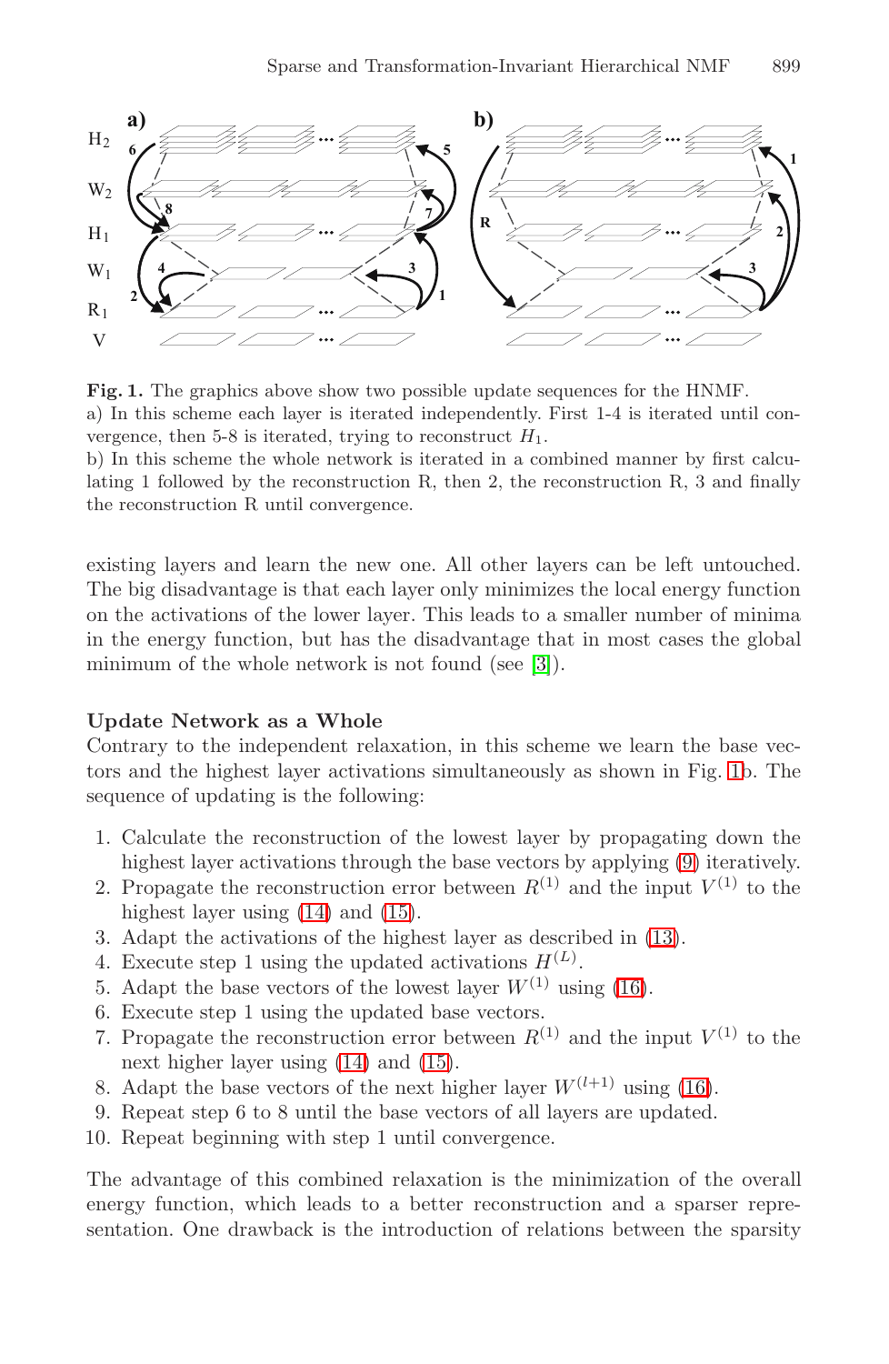**Fig. 1.** The graphics above show two possible update sequences for the HNMF.
a) In this scheme each layer is iterated independently. First 1-4 is iterated until convergence, then 5-8 is iterated, trying to reconstruct $H_1$.
b) In this scheme the whole network is iterated in a combined manner by first calculating 1 followed by the reconstruction R, then 2, the reconstruction R, 3 and finally the reconstruction R until convergence.

existing layers and learn the new one. All other layers can be left untouched. The big disadvantage is that each layer only minimizes the local energy function on the activations of the lower layer. This leads to a smaller number of minima in the energy function, but has the disadvantage that in most cases the global minimum of the whole network is not found (see [3]).

**Update Network as a Whole**

Contrary to the independent relaxation, in this scheme we learn the base vectors and the highest layer activations simultaneously as shown in Fig. 1b. The sequence of updating is the following:

1. Calculate the reconstruction of the lowest layer by propagating down the highest layer activations through the base vectors by applying (9) iteratively.
2. Propagate the reconstruction error between $R^{(1)}$ and the input $V^{(1)}$ to the highest layer using (14) and (15).
3. Adapt the activations of the highest layer as described in (13).
4. Execute step 1 using the updated activations $H^{(L)}$.
5. Adapt the base vectors of the lowest layer $W^{(1)}$ using (16).
6. Execute step 1 using the updated base vectors.
7. Propagate the reconstruction error between $R^{(1)}$ and the input $V^{(1)}$ to the next higher layer using (14) and (15).
8. Adapt the base vectors of the next higher layer $W^{(l+1)}$ using (16).
9. Repeat step 6 to 8 until the base vectors of all layers are updated.
10. Repeat beginning with step 1 until convergence.

The advantage of this combined relaxation is the minimization of the overall energy function, which leads to a better reconstruction and a sparser representation. One drawback is the introduction of relations between the sparsity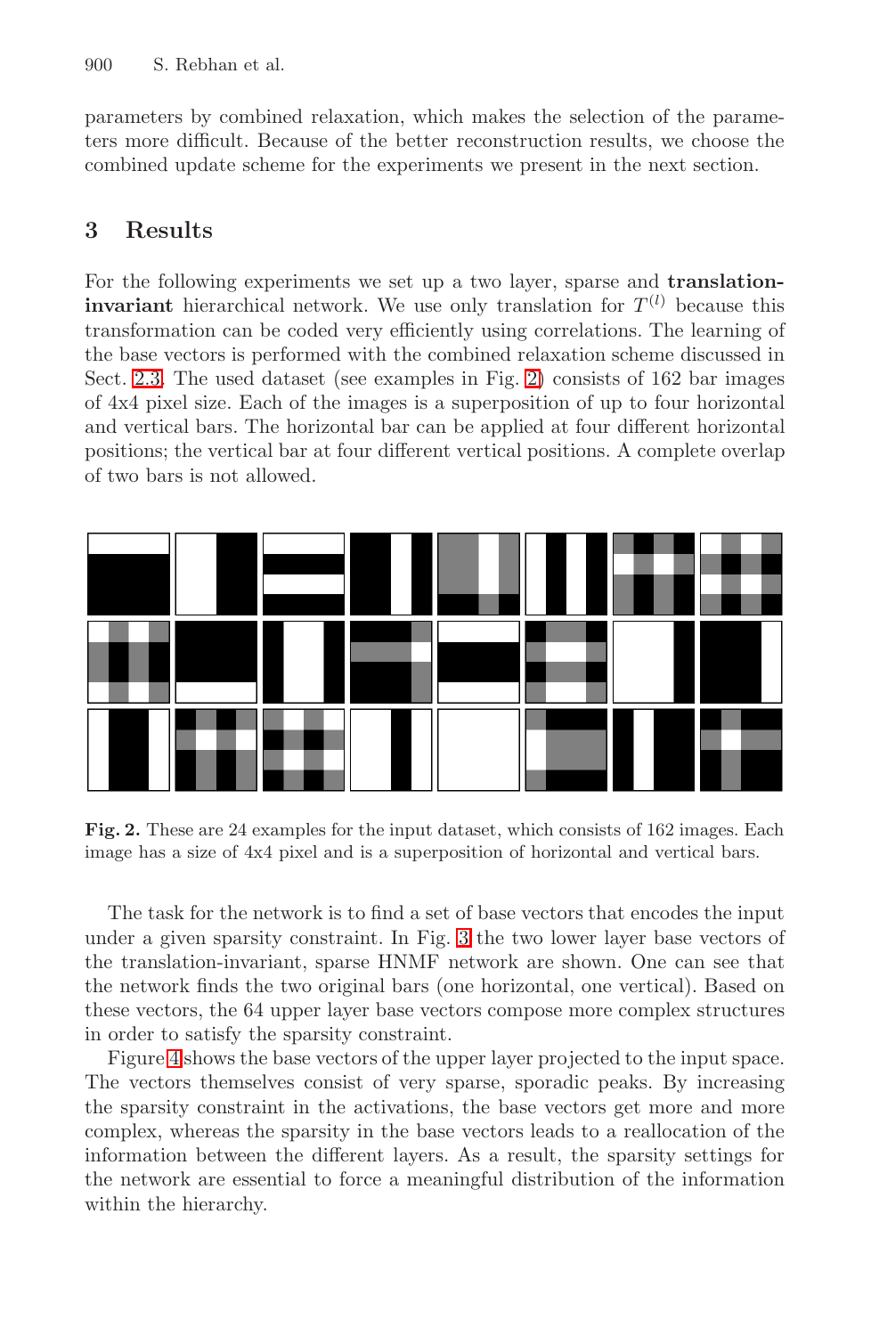parameters by combined relaxation, which makes the selection of the parameters more difficult. Because of the better reconstruction results, we choose the combined update scheme for the experiments we present in the next section.

## 3 Results

For the following experiments we set up a two layer, sparse and **translation-invariant** hierarchical network. We use only translation for $T^{(l)}$ because this transformation can be coded very efficiently using correlations. The learning of the base vectors is performed with the combined relaxation scheme discussed in Sect. 2.3. The used dataset (see examples in Fig. 2) consists of 162 bar images of 4x4 pixel size. Each of the images is a superposition of up to four horizontal and vertical bars. The horizontal bar can be applied at four different horizontal positions; the vertical bar at four different vertical positions. A complete overlap of two bars is not allowed.

**Fig. 2.** These are 24 examples for the input dataset, which consists of 162 images. Each image has a size of 4x4 pixel and is a superposition of horizontal and vertical bars.

The task for the network is to find a set of base vectors that encodes the input under a given sparsity constraint. In Fig. 3 the two lower layer base vectors of the translation-invariant, sparse HNMF network are shown. One can see that the network finds the two original bars (one horizontal, one vertical). Based on these vectors, the 64 upper layer base vectors compose more complex structures in order to satisfy the sparsity constraint.

Figure 4 shows the base vectors of the upper layer projected to the input space. The vectors themselves consist of very sparse, sporadic peaks. By increasing the sparsity constraint in the activations, the base vectors get more and more complex, whereas the sparsity in the base vectors leads to a reallocation of the information between the different layers. As a result, the sparsity settings for the network are essential to force a meaningful distribution of the information within the hierarchy.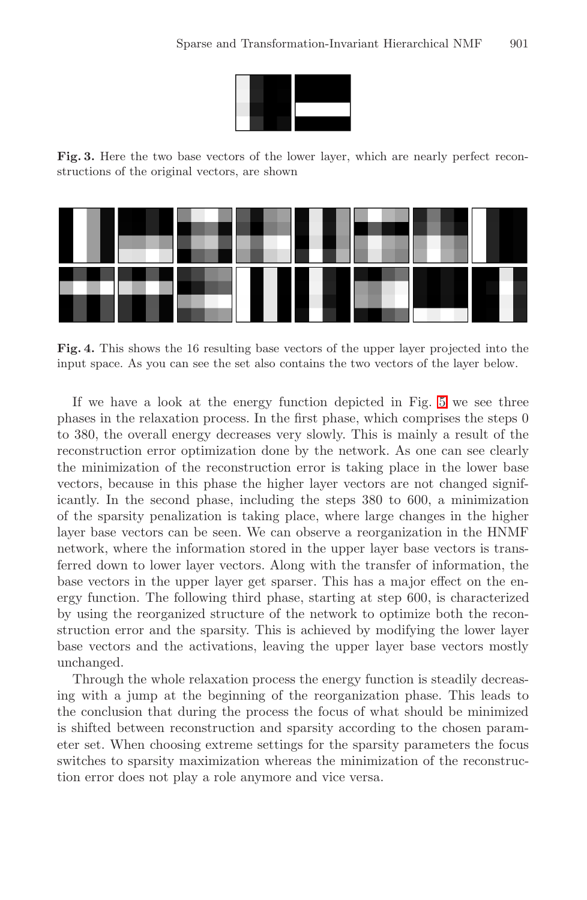**Fig. 3.** Here the two base vectors of the lower layer, which are nearly perfect reconstructions of the original vectors, are shown

**Fig. 4.** This shows the 16 resulting base vectors of the upper layer projected into the input space. As you can see the set also contains the two vectors of the layer below.

If we have a look at the energy function depicted in Fig. 5 we see three phases in the relaxation process. In the first phase, which comprises the steps 0 to 380, the overall energy decreases very slowly. This is mainly a result of the reconstruction error optimization done by the network. As one can see clearly the minimization of the reconstruction error is taking place in the lower base vectors, because in this phase the higher layer vectors are not changed significantly. In the second phase, including the steps 380 to 600, a minimization of the sparsity penalization is taking place, where large changes in the higher layer base vectors can be seen. We can observe a reorganization in the HNMF network, where the information stored in the upper layer base vectors is transferred down to lower layer vectors. Along with the transfer of information, the base vectors in the upper layer get sparser. This has a major effect on the energy function. The following third phase, starting at step 600, is characterized by using the reorganized structure of the network to optimize both the reconstruction error and the sparsity. This is achieved by modifying the lower layer base vectors and the activations, leaving the upper layer base vectors mostly unchanged.

Through the whole relaxation process the energy function is steadily decreasing with a jump at the beginning of the reorganization phase. This leads to the conclusion that during the process the focus of what should be minimized is shifted between reconstruction and sparsity according to the chosen parameter set. When choosing extreme settings for the sparsity parameters the focus switches to sparsity maximization whereas the minimization of the reconstruction error does not play a role anymore and vice versa.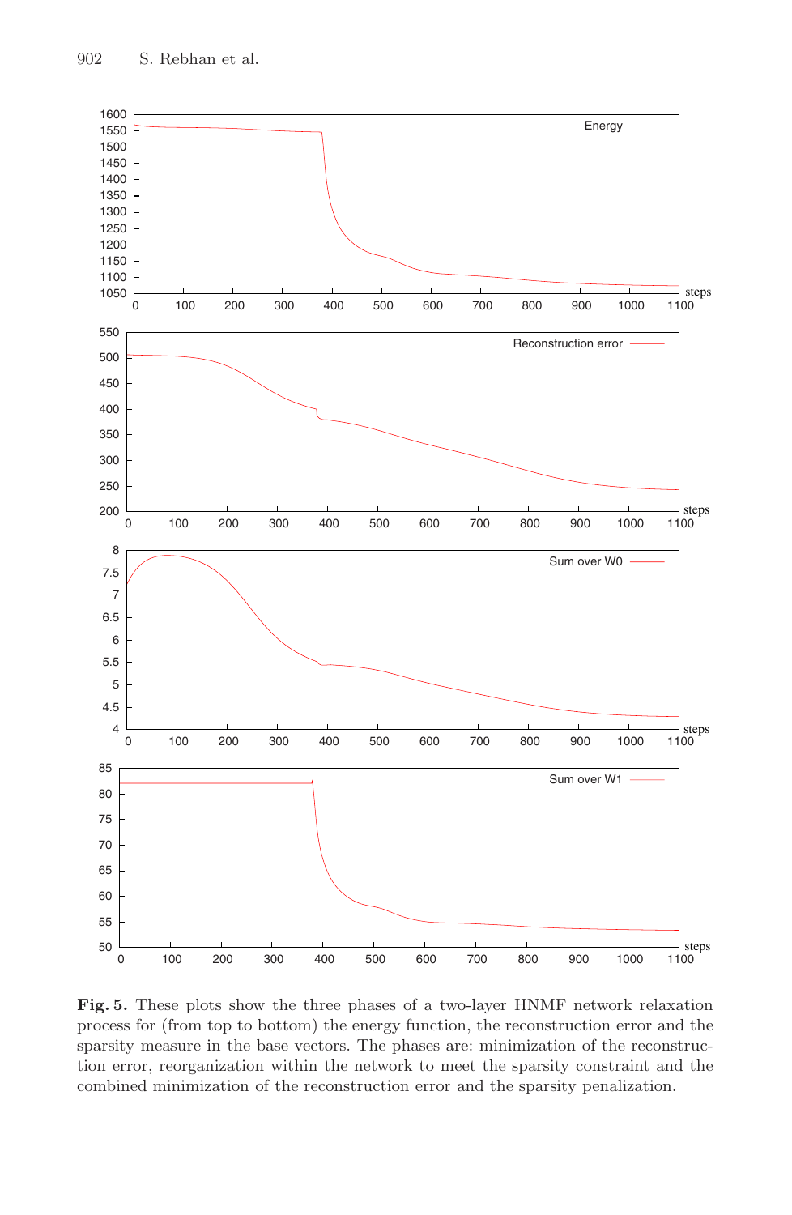**Fig. 5.** These plots show the three phases of a two-layer HNMF network relaxation process for (from top to bottom) the energy function, the reconstruction error and the sparsity measure in the base vectors. The phases are: minimization of the reconstruction error, reorganization within the network to meet the sparsity constraint and the combined minimization of the reconstruction error and the sparsity penalization.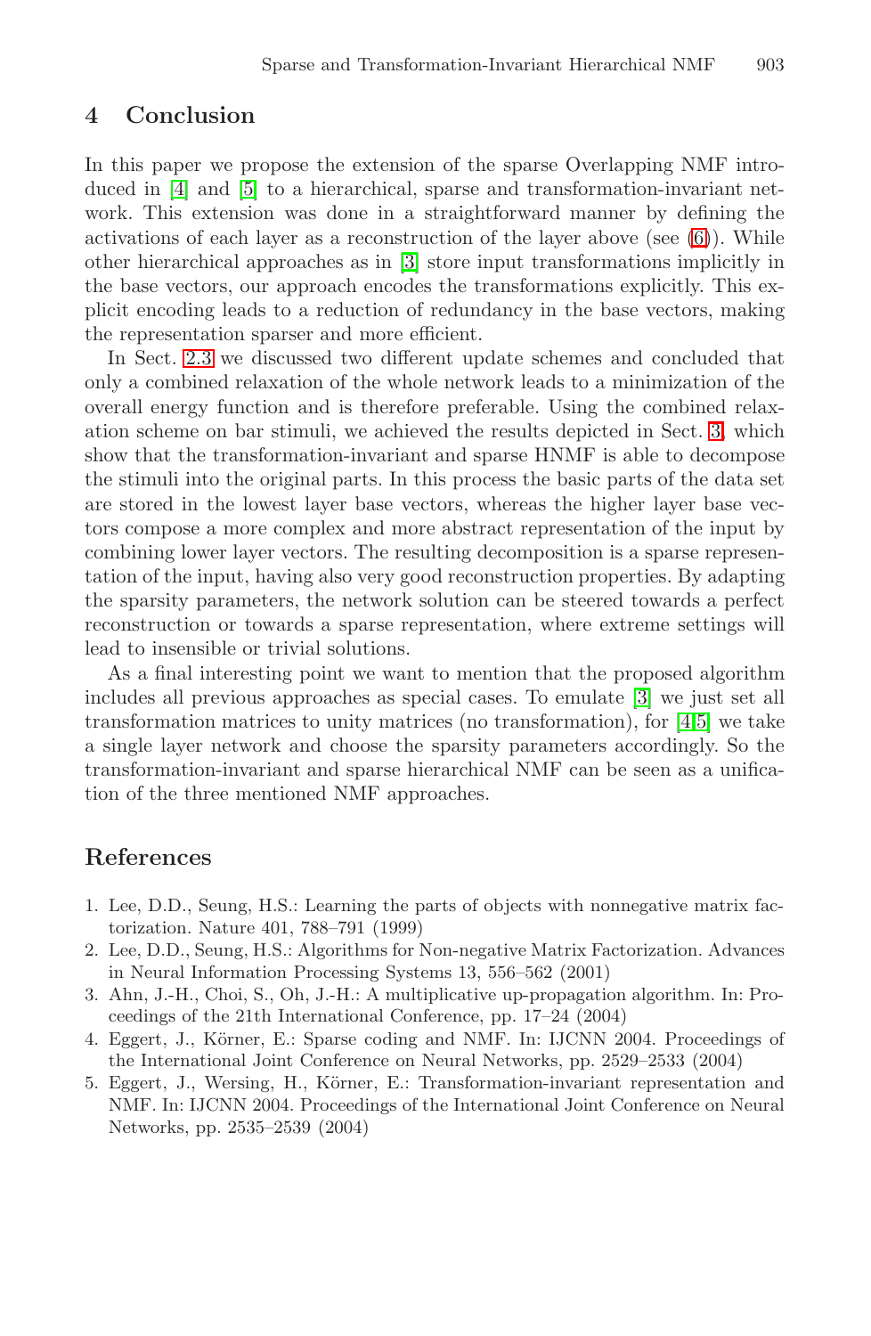## 4 Conclusion

In this paper we propose the extension of the sparse Overlapping NMF introduced in [4] and [5] to a hierarchical, sparse and transformation-invariant network. This extension was done in a straightforward manner by defining the activations of each layer as a reconstruction of the layer above (see (6)). While other hierarchical approaches as in [3] store input transformations implicitly in the base vectors, our approach encodes the transformations explicitly. This explicit encoding leads to a reduction of redundancy in the base vectors, making the representation sparser and more efficient.

In Sect. 2.3 we discussed two different update schemes and concluded that only a combined relaxation of the whole network leads to a minimization of the overall energy function and is therefore preferable. Using the combined relaxation scheme on bar stimuli, we achieved the results depicted in Sect. 3, which show that the transformation-invariant and sparse HNMF is able to decompose the stimuli into the original parts. In this process the basic parts of the data set are stored in the lowest layer base vectors, whereas the higher layer base vectors compose a more complex and more abstract representation of the input by combining lower layer vectors. The resulting decomposition is a sparse representation of the input, having also very good reconstruction properties. By adapting the sparsity parameters, the network solution can be steered towards a perfect reconstruction or towards a sparse representation, where extreme settings will lead to insensible or trivial solutions.

As a final interesting point we want to mention that the proposed algorithm includes all previous approaches as special cases. To emulate [3] we just set all transformation matrices to unity matrices (no transformation), for [4,5] we take a single layer network and choose the sparsity parameters accordingly. So the transformation-invariant and sparse hierarchical NMF can be seen as a unification of the three mentioned NMF approaches.

## References

1. Lee, D.D., Seung, H.S.: Learning the parts of objects with nonnegative matrix factorization. Nature 401, 788–791 (1999)
2. Lee, D.D., Seung, H.S.: Algorithms for Non-negative Matrix Factorization. Advances in Neural Information Processing Systems 13, 556–562 (2001)
3. Ahn, J.-H., Choi, S., Oh, J.-H.: A multiplicative up-propagation algorithm. In: Proceedings of the 21th International Conference, pp. 17–24 (2004)
4. Eggert, J., Körner, E.: Sparse coding and NMF. In: IJCNN 2004. Proceedings of the International Joint Conference on Neural Networks, pp. 2529–2533 (2004)
5. Eggert, J., Wersing, H., Körner, E.: Transformation-invariant representation and NMF. In: IJCNN 2004. Proceedings of the International Joint Conference on Neural Networks, pp. 2535–2539 (2004)